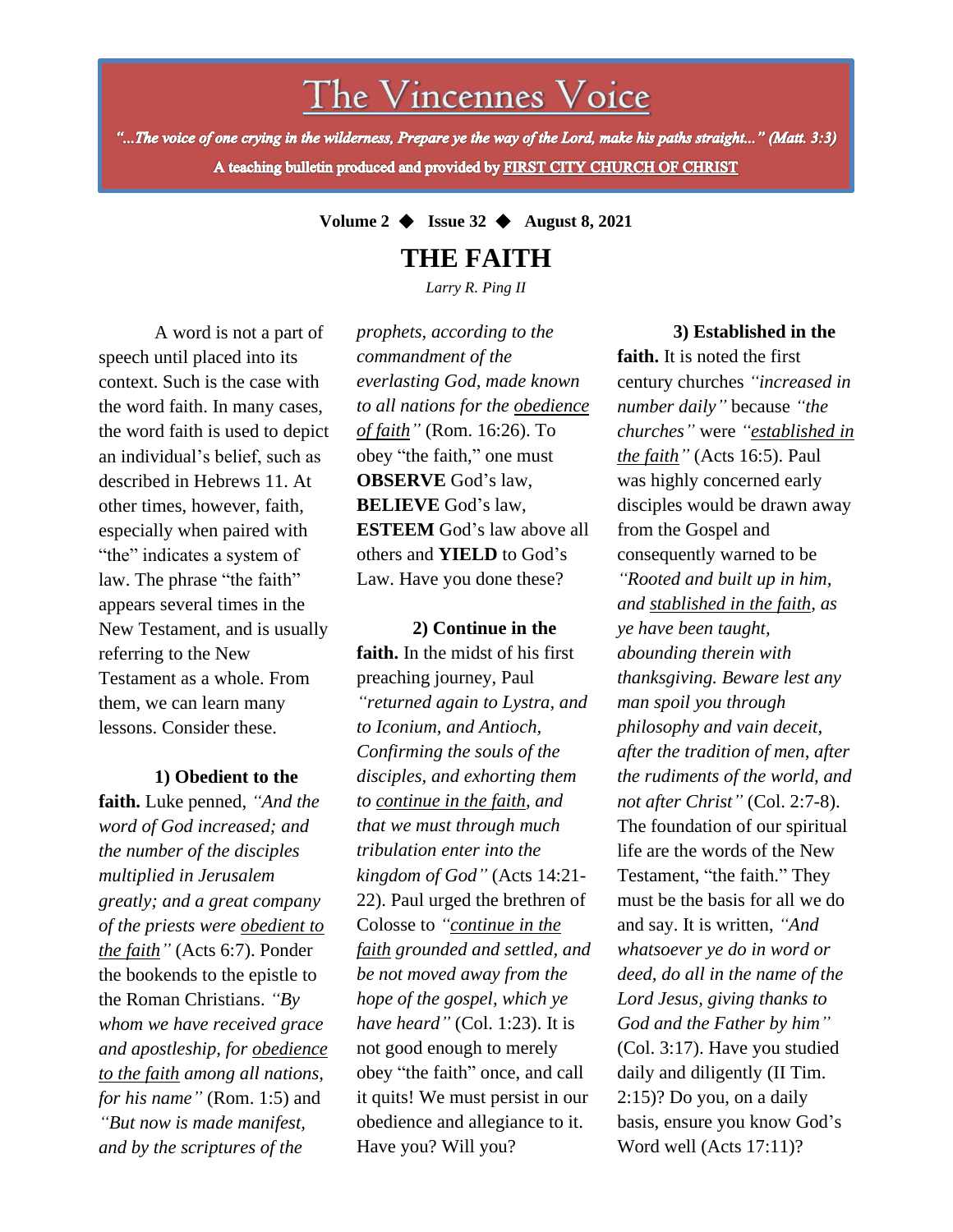# The Vincennes Voice

*"...The voice of one crying in the wilderness, Prepare ye the way of the Lord, make his paths straight..." (Matt. 3:3)*

**A teaching bulletin produced and provided by FIRST CITY CHURCH OF CHRIST**

**Volume 2 ◆ Issue 32 ◆ August 8, 2021**

## THE FAITH

*Larry R. Ping II*

A word is not a part of speech until placed into its context. Such is the case with the word faith. In many cases, the word faith is used to depict an individual's belief, such as described in Hebrews 11. At other times, however, faith, especially when paired with "the" indicates a system of law. The phrase "the faith" appears several times in the New Testament, and is usually referring to the New Testament as a whole. From them, we can learn many lessons. Consider these.

**1) Obedient to the faith.** Luke penned, *"And the word of God increased; and the number of the disciples multiplied in Jerusalem greatly; and a great company of the priests were obedient to the faith"* (Acts 6:7). Ponder the bookends to the epistle to the Roman Christians. *"By whom we have received grace and apostleship, for obedience to the faith among all nations, for his name"* (Rom. 1:5) and *"But now is made manifest, and by the scriptures of the prophets, according to the commandment of the everlasting God, made known to all nations for the obedience of faith"* (Rom. 16:26). To obey "the faith," one must **OBSERVE** God's law, **BELIEVE** God's law, **ESTEEM** God's law above all others and **YIELD** to God's Law. Have you done these?

**2) Continue in the faith.** In the midst of his first preaching journey, Paul *"returned again to Lystra, and to Iconium, and Antioch, Confirming the souls of the disciples, and exhorting them to continue in the faith, and that we must through much tribulation enter into the kingdom of God"* (Acts 14:21-22). Paul urged the brethren of Colosse to *"continue in the faith grounded and settled, and be not moved away from the hope of the gospel, which ye have heard"* (Col. 1:23). It is not good enough to merely obey "the faith" once, and call it quits! We must persist in our obedience and allegiance to it. Have you? Will you?

**3) Established in the faith.** It is noted the first century churches *"increased in number daily"* because *"the churches"* were *"established in the faith"* (Acts 16:5). Paul was highly concerned early disciples would be drawn away from the Gospel and consequently warned to be *"Rooted and built up in him, and stablished in the faith, as ye have been taught, abounding therein with thanksgiving. Beware lest any man spoil you through philosophy and vain deceit, after the tradition of men, after the rudiments of the world, and not after Christ"* (Col. 2:7-8). The foundation of our spiritual life are the words of the New Testament, "the faith." They must be the basis for all we do and say. It is written, *"And whatsoever ye do in word or deed, do all in the name of the Lord Jesus, giving thanks to God and the Father by him"* (Col. 3:17). Have you studied daily and diligently (II Tim. 2:15)? Do you, on a daily basis, ensure you know God's Word well (Acts 17:11)?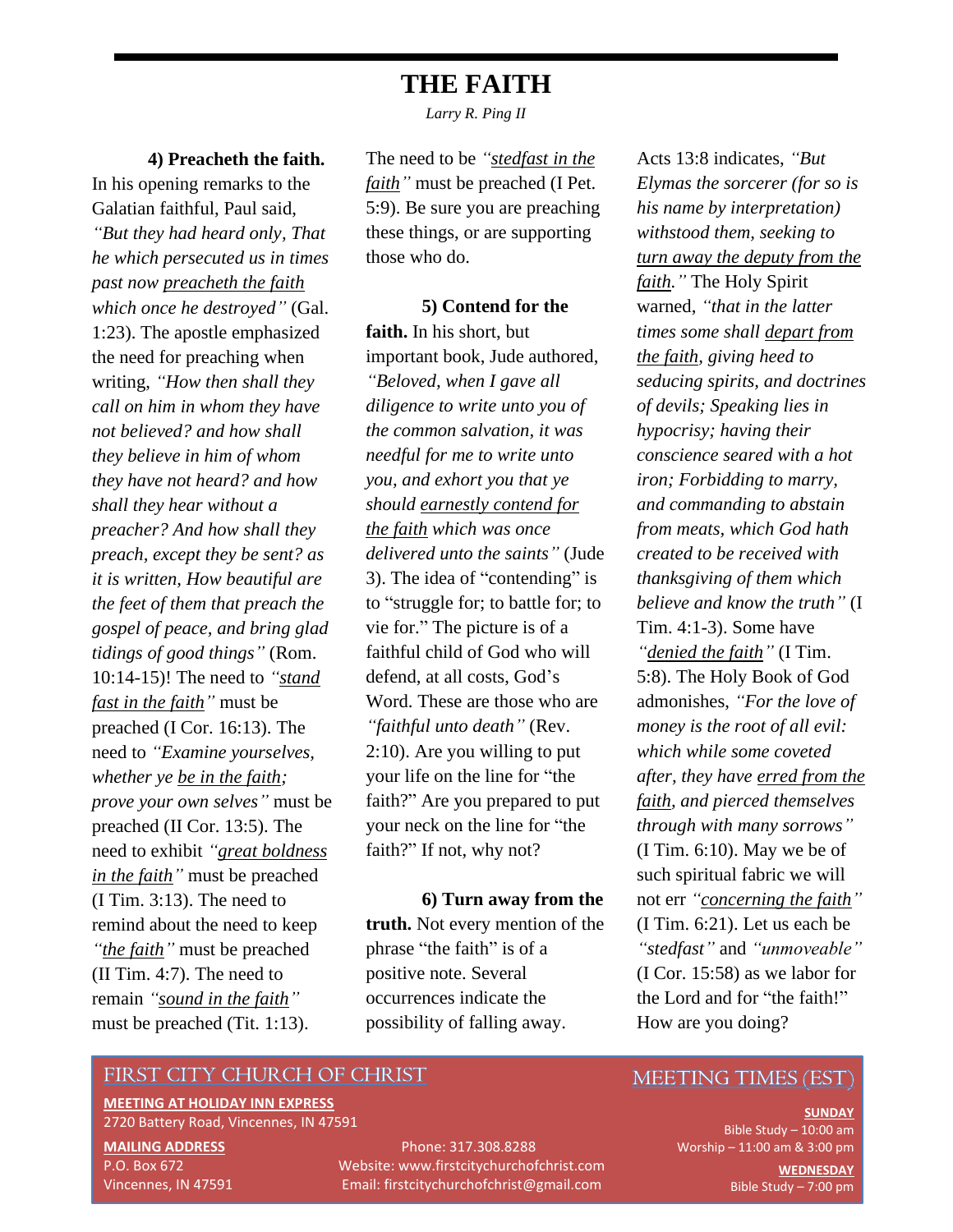# THE FAITH

*Larry R. Ping II*

**4) Preacheth the faith.** In his opening remarks to the Galatian faithful, Paul said, *"But they had heard only, That he which persecuted us in times past now preacheth the faith which once he destroyed"* (Gal. 1:23). The apostle emphasized the need for preaching when writing, *"How then shall they call on him in whom they have not believed? and how shall they believe in him of whom they have not heard? and how shall they hear without a preacher? And how shall they preach, except they be sent? as it is written, How beautiful are the feet of them that preach the gospel of peace, and bring glad tidings of good things"* (Rom. 10:14-15)! The need to *"stand fast in the faith"* must be preached (I Cor. 16:13). The need to *"Examine yourselves, whether ye be in the faith; prove your own selves"* must be preached (II Cor. 13:5). The need to exhibit *"great boldness in the faith"* must be preached (I Tim. 3:13). The need to remind about the need to keep *"the faith"* must be preached (II Tim. 4:7). The need to remain *"sound in the faith"* must be preached (Tit. 1:13). The need to be *"stedfast in the faith"* must be preached (I Pet. 5:9). Be sure you are preaching these things, or are supporting those who do.

**5) Contend for the faith.** In his short, but important book, Jude authored, *"Beloved, when I gave all diligence to write unto you of the common salvation, it was needful for me to write unto you, and exhort you that ye should earnestly contend for the faith which was once delivered unto the saints"* (Jude 3). The idea of "contending" is to "struggle for; to battle for; to vie for." The picture is of a faithful child of God who will defend, at all costs, God's Word. These are those who are *"faithful unto death"* (Rev. 2:10). Are you willing to put your life on the line for "the faith?" Are you prepared to put your neck on the line for "the faith?" If not, why not?

**6) Turn away from the truth.** Not every mention of the phrase "the faith" is of a positive note. Several occurrences indicate the possibility of falling away. Acts 13:8 indicates, *"But Elymas the sorcerer (for so is his name by interpretation) withstood them, seeking to turn away the deputy from the faith."* The Holy Spirit warned, *"that in the latter times some shall depart from the faith, giving heed to seducing spirits, and doctrines of devils; Speaking lies in hypocrisy; having their conscience seared with a hot iron; Forbidding to marry, and commanding to abstain from meats, which God hath created to be received with thanksgiving of them which believe and know the truth"* (I Tim. 4:1-3). Some have *"denied the faith"* (I Tim. 5:8). The Holy Book of God admonishes, *"For the love of money is the root of all evil: which while some coveted after, they have erred from the faith, and pierced themselves through with many sorrows"* (I Tim. 6:10). May we be of such spiritual fabric we will not err *"concerning the faith"* (I Tim. 6:21). Let us each be *"stedfast"* and *"unmoveable"* (I Cor. 15:58) as we labor for the Lord and for "the faith!" How are you doing?

## FIRST CITY CHURCH OF CHRIST

**MEETING AT HOLIDAY INN EXPRESS**
2720 Battery Road, Vincennes, IN 47591

**MAILING ADDRESS**
P.O. Box 672
Vincennes, IN 47591

Phone: 317.308.8288
Website: www.firstcitychurchofchrist.com
Email: firstcitychurchofchrist@gmail.com

## MEETING TIMES (EST)

**SUNDAY**
Bible Study – 10:00 am
Worship – 11:00 am & 3:00 pm

**WEDNESDAY**
Bible Study – 7:00 pm